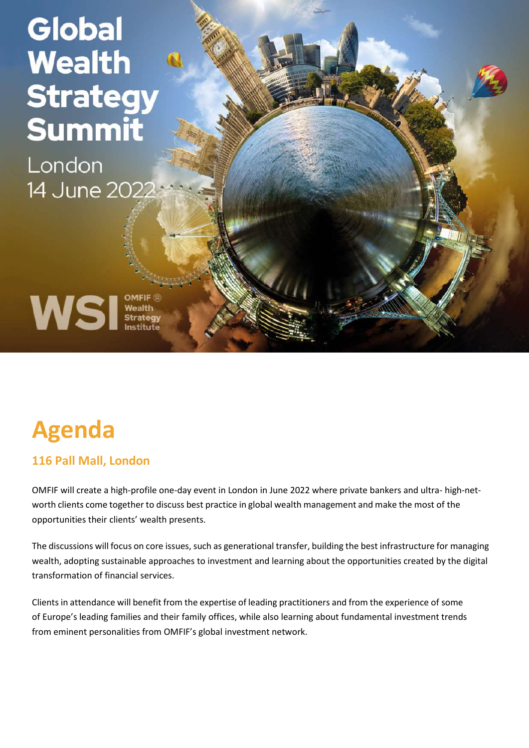# Global Wealth Strategy Summit

London
14 June 2022

WSI OMFIF Wealth Strategy Institute

# Agenda

## 116 Pall Mall, London

OMFIF will create a high-profile one-day event in London in June 2022 where private bankers and ultra- high-net-worth clients come together to discuss best practice in global wealth management and make the most of the opportunities their clients' wealth presents.

The discussions will focus on core issues, such as generational transfer, building the best infrastructure for managing wealth, adopting sustainable approaches to investment and learning about the opportunities created by the digital transformation of financial services.

Clients in attendance will benefit from the expertise of leading practitioners and from the experience of some of Europe's leading families and their family offices, while also learning about fundamental investment trends from eminent personalities from OMFIF's global investment network.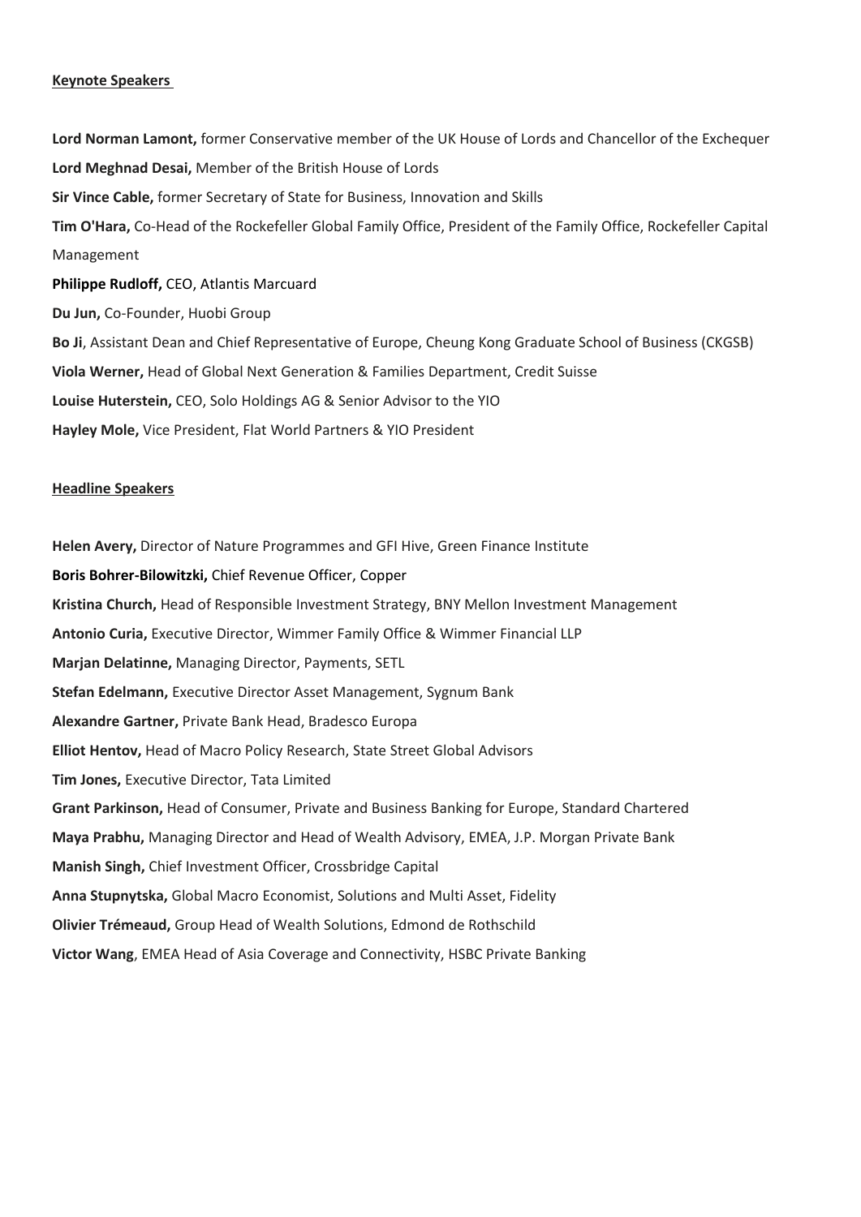**Keynote Speakers**

**Lord Norman Lamont,** former Conservative member of the UK House of Lords and Chancellor of the Exchequer

**Lord Meghnad Desai,** Member of the British House of Lords

**Sir Vince Cable,** former Secretary of State for Business, Innovation and Skills

**Tim O'Hara,** Co-Head of the Rockefeller Global Family Office, President of the Family Office, Rockefeller Capital Management

**Philippe Rudloff,** CEO, Atlantis Marcuard

**Du Jun,** Co-Founder, Huobi Group

**Bo Ji**, Assistant Dean and Chief Representative of Europe, Cheung Kong Graduate School of Business (CKGSB)

**Viola Werner,** Head of Global Next Generation & Families Department, Credit Suisse

**Louise Huterstein,** CEO, Solo Holdings AG & Senior Advisor to the YIO

**Hayley Mole,** Vice President, Flat World Partners & YIO President

**Headline Speakers**

**Helen Avery,** Director of Nature Programmes and GFI Hive, Green Finance Institute

**Boris Bohrer-Bilowitzki,** Chief Revenue Officer, Copper

**Kristina Church,** Head of Responsible Investment Strategy, BNY Mellon Investment Management

**Antonio Curia,** Executive Director, Wimmer Family Office & Wimmer Financial LLP

**Marjan Delatinne,** Managing Director, Payments, SETL

**Stefan Edelmann,** Executive Director Asset Management, Sygnum Bank

**Alexandre Gartner,** Private Bank Head, Bradesco Europa

**Elliot Hentov,** Head of Macro Policy Research, State Street Global Advisors

**Tim Jones,** Executive Director, Tata Limited

**Grant Parkinson,** Head of Consumer, Private and Business Banking for Europe, Standard Chartered

**Maya Prabhu,** Managing Director and Head of Wealth Advisory, EMEA, J.P. Morgan Private Bank

**Manish Singh,** Chief Investment Officer, Crossbridge Capital

**Anna Stupnytska,** Global Macro Economist, Solutions and Multi Asset, Fidelity

**Olivier Trémeaud,** Group Head of Wealth Solutions, Edmond de Rothschild

**Victor Wang**, EMEA Head of Asia Coverage and Connectivity, HSBC Private Banking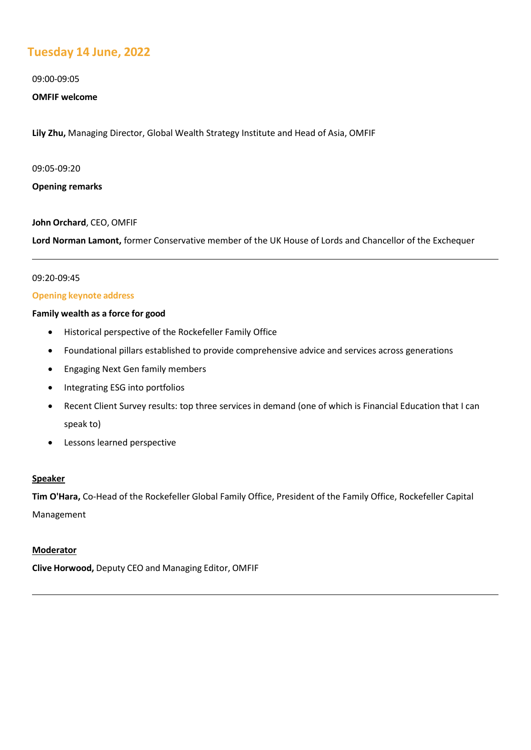## Tuesday 14 June, 2022

09:00-09:05

**OMFIF welcome**

**Lily Zhu,** Managing Director, Global Wealth Strategy Institute and Head of Asia, OMFIF

09:05-09:20

**Opening remarks**

**John Orchard**, CEO, OMFIF

**Lord Norman Lamont,** former Conservative member of the UK House of Lords and Chancellor of the Exchequer

---

09:20-09:45

**Opening keynote address**

**Family wealth as a force for good**

- Historical perspective of the Rockefeller Family Office
- Foundational pillars established to provide comprehensive advice and services across generations
- Engaging Next Gen family members
- Integrating ESG into portfolios
- Recent Client Survey results: top three services in demand (one of which is Financial Education that I can speak to)
- Lessons learned perspective

**Speaker**

**Tim O'Hara,** Co-Head of the Rockefeller Global Family Office, President of the Family Office, Rockefeller Capital Management

**Moderator**

**Clive Horwood,** Deputy CEO and Managing Editor, OMFIF

---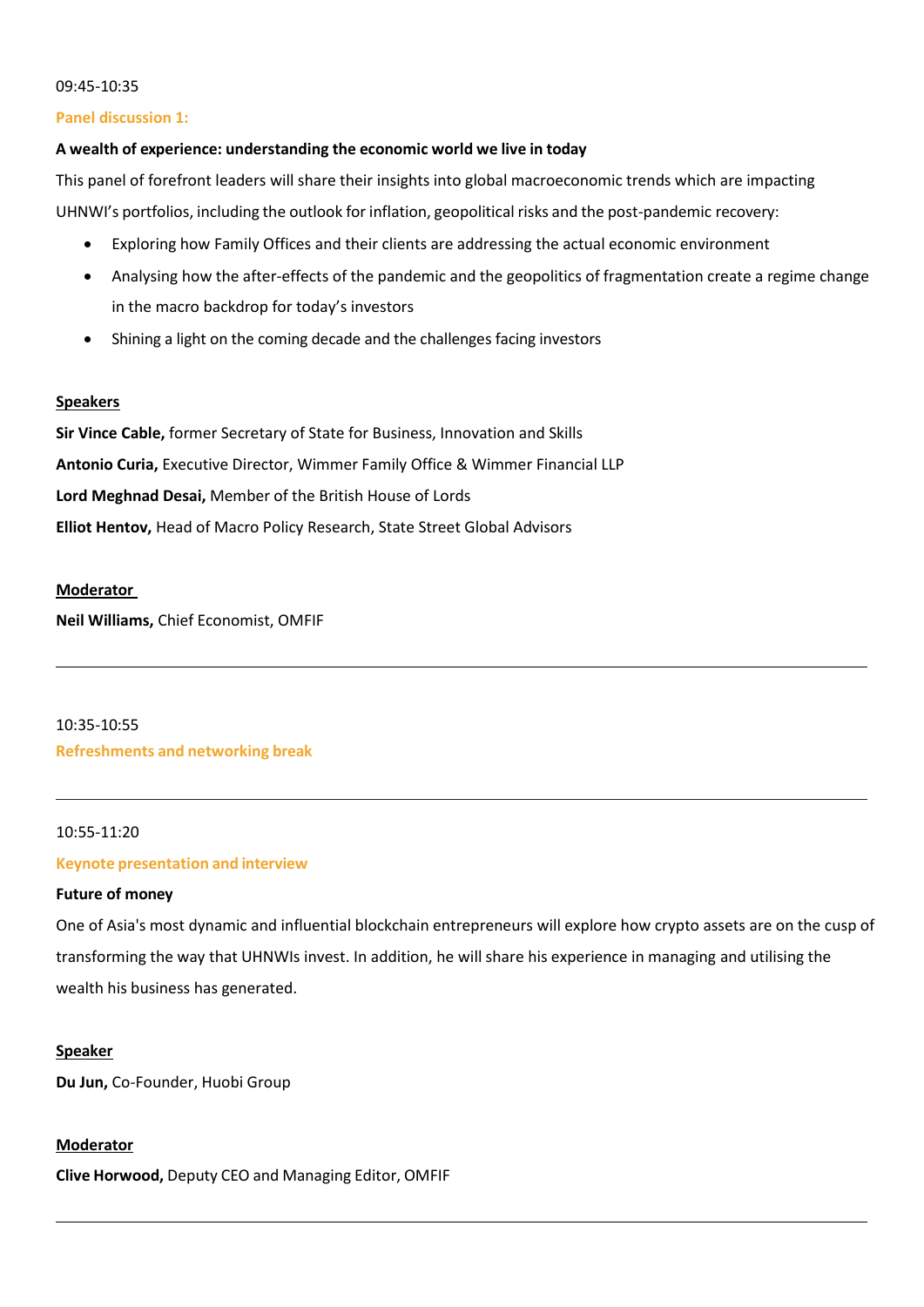09:45-10:35

**Panel discussion 1:**

**A wealth of experience: understanding the economic world we live in today**

This panel of forefront leaders will share their insights into global macroeconomic trends which are impacting UHNWI's portfolios, including the outlook for inflation, geopolitical risks and the post-pandemic recovery:

- Exploring how Family Offices and their clients are addressing the actual economic environment
- Analysing how the after-effects of the pandemic and the geopolitics of fragmentation create a regime change in the macro backdrop for today's investors
- Shining a light on the coming decade and the challenges facing investors

**Speakers**

**Sir Vince Cable,** former Secretary of State for Business, Innovation and Skills

**Antonio Curia,** Executive Director, Wimmer Family Office & Wimmer Financial LLP

**Lord Meghnad Desai,** Member of the British House of Lords

**Elliot Hentov,** Head of Macro Policy Research, State Street Global Advisors

**Moderator**

**Neil Williams,** Chief Economist, OMFIF

---

10:35-10:55

**Refreshments and networking break**

---

10:55-11:20

**Keynote presentation and interview**

**Future of money**

One of Asia's most dynamic and influential blockchain entrepreneurs will explore how crypto assets are on the cusp of transforming the way that UHNWIs invest. In addition, he will share his experience in managing and utilising the wealth his business has generated.

**Speaker**

**Du Jun,** Co-Founder, Huobi Group

**Moderator**

**Clive Horwood,** Deputy CEO and Managing Editor, OMFIF

---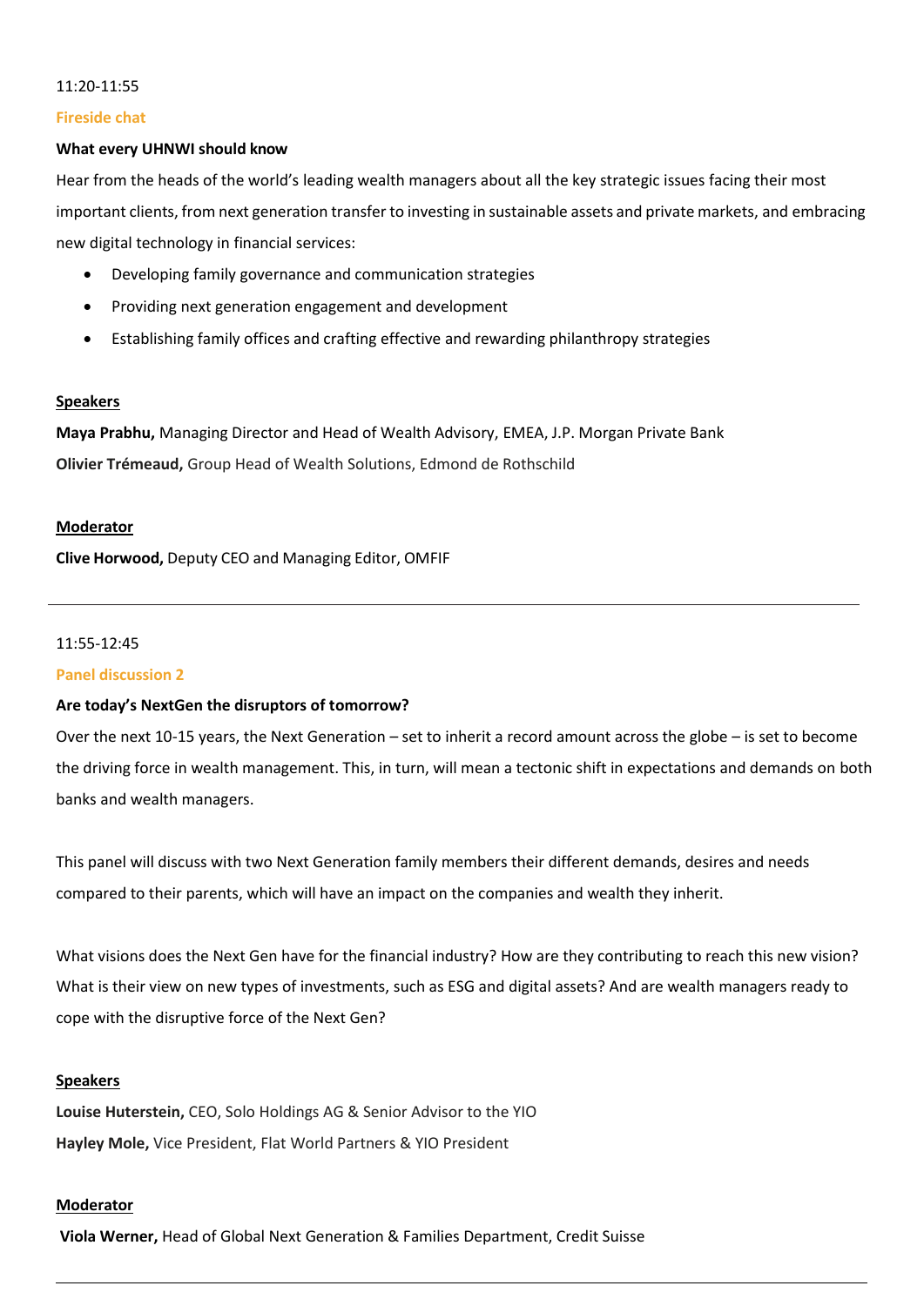11:20-11:55

**Fireside chat**

**What every UHNWI should know**

Hear from the heads of the world's leading wealth managers about all the key strategic issues facing their most important clients, from next generation transfer to investing in sustainable assets and private markets, and embracing new digital technology in financial services:

- Developing family governance and communication strategies
- Providing next generation engagement and development
- Establishing family offices and crafting effective and rewarding philanthropy strategies

**Speakers**

**Maya Prabhu,** Managing Director and Head of Wealth Advisory, EMEA, J.P. Morgan Private Bank

**Olivier Trémeaud,** Group Head of Wealth Solutions, Edmond de Rothschild

**Moderator**

**Clive Horwood,** Deputy CEO and Managing Editor, OMFIF

---

11:55-12:45

**Panel discussion 2**

**Are today's NextGen the disruptors of tomorrow?**

Over the next 10-15 years, the Next Generation – set to inherit a record amount across the globe – is set to become the driving force in wealth management. This, in turn, will mean a tectonic shift in expectations and demands on both banks and wealth managers.

This panel will discuss with two Next Generation family members their different demands, desires and needs compared to their parents, which will have an impact on the companies and wealth they inherit.

What visions does the Next Gen have for the financial industry? How are they contributing to reach this new vision? What is their view on new types of investments, such as ESG and digital assets? And are wealth managers ready to cope with the disruptive force of the Next Gen?

**Speakers**

**Louise Huterstein,** CEO, Solo Holdings AG & Senior Advisor to the YIO

**Hayley Mole,** Vice President, Flat World Partners & YIO President

**Moderator**

**Viola Werner,** Head of Global Next Generation & Families Department, Credit Suisse

---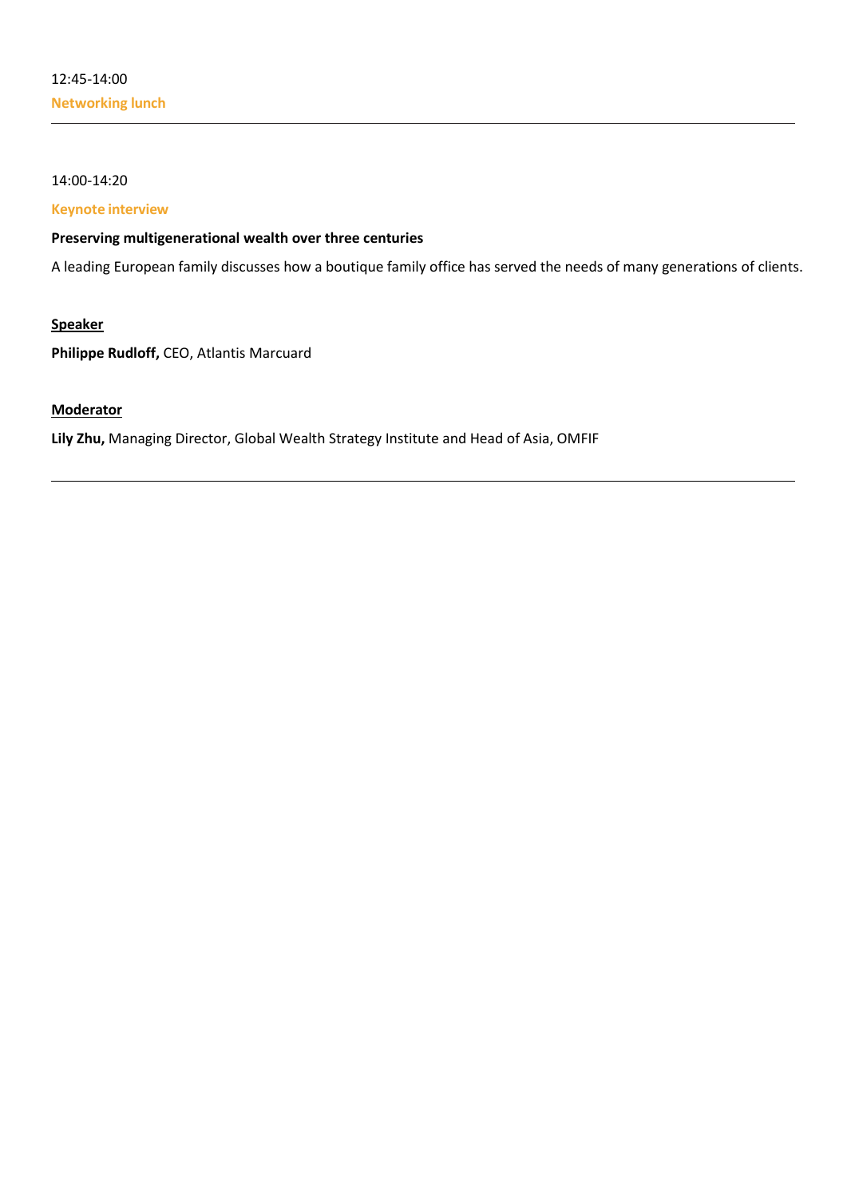12:45-14:00

**Networking lunch**

---

14:00-14:20

**Keynote interview**

**Preserving multigenerational wealth over three centuries**

A leading European family discusses how a boutique family office has served the needs of many generations of clients.

**Speaker**

**Philippe Rudloff,** CEO, Atlantis Marcuard

**Moderator**

**Lily Zhu,** Managing Director, Global Wealth Strategy Institute and Head of Asia, OMFIF

---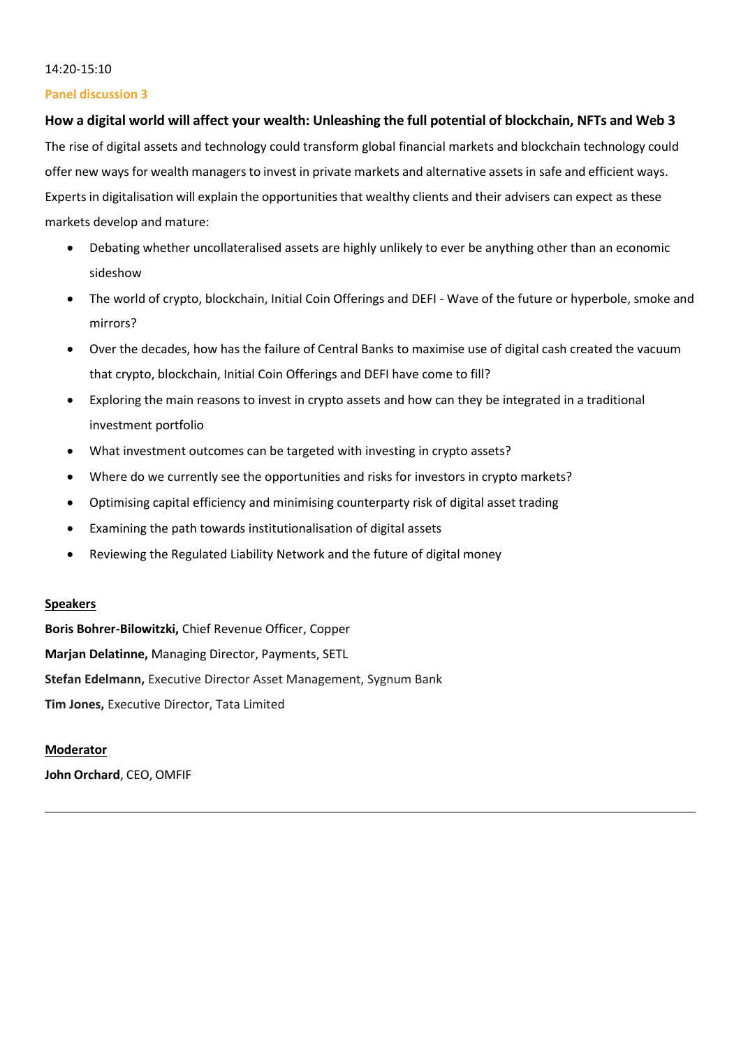14:20-15:10

**Panel discussion 3**

### How a digital world will affect your wealth: Unleashing the full potential of blockchain, NFTs and Web 3

The rise of digital assets and technology could transform global financial markets and blockchain technology could offer new ways for wealth managers to invest in private markets and alternative assets in safe and efficient ways. Experts in digitalisation will explain the opportunities that wealthy clients and their advisers can expect as these markets develop and mature:

- Debating whether uncollateralised assets are highly unlikely to ever be anything other than an economic sideshow
- The world of crypto, blockchain, Initial Coin Offerings and DEFI - Wave of the future or hyperbole, smoke and mirrors?
- Over the decades, how has the failure of Central Banks to maximise use of digital cash created the vacuum that crypto, blockchain, Initial Coin Offerings and DEFI have come to fill?
- Exploring the main reasons to invest in crypto assets and how can they be integrated in a traditional investment portfolio
- What investment outcomes can be targeted with investing in crypto assets?
- Where do we currently see the opportunities and risks for investors in crypto markets?
- Optimising capital efficiency and minimising counterparty risk of digital asset trading
- Examining the path towards institutionalisation of digital assets
- Reviewing the Regulated Liability Network and the future of digital money

**Speakers**

**Boris Bohrer-Bilowitzki,** Chief Revenue Officer, Copper

**Marjan Delatinne,** Managing Director, Payments, SETL

**Stefan Edelmann,** Executive Director Asset Management, Sygnum Bank

**Tim Jones,** Executive Director, Tata Limited

**Moderator**

**John Orchard**, CEO, OMFIF

---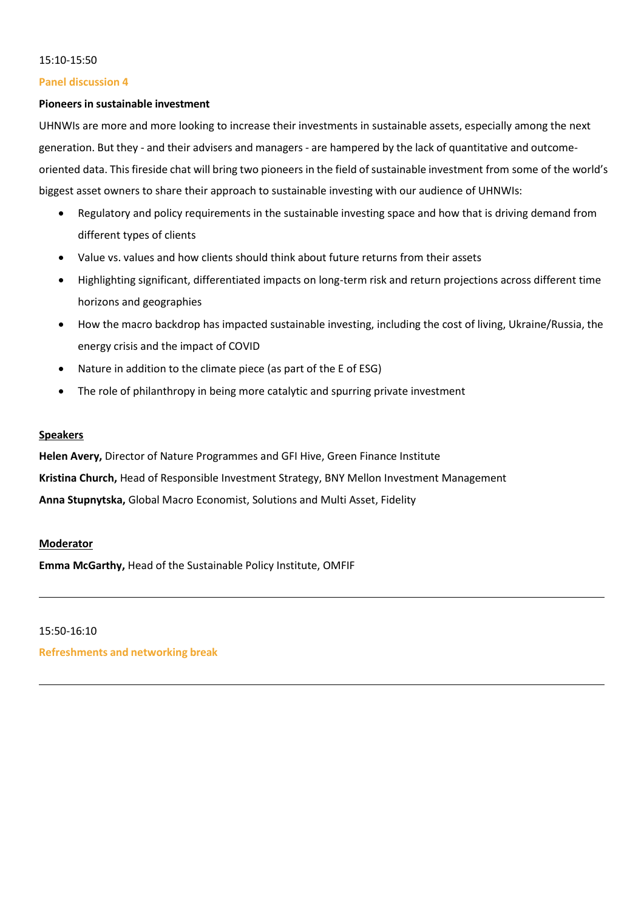15:10-15:50

**Panel discussion 4**

**Pioneers in sustainable investment**

UHNWIs are more and more looking to increase their investments in sustainable assets, especially among the next generation. But they - and their advisers and managers - are hampered by the lack of quantitative and outcome-oriented data. This fireside chat will bring two pioneers in the field of sustainable investment from some of the world's biggest asset owners to share their approach to sustainable investing with our audience of UHNWIs:

- Regulatory and policy requirements in the sustainable investing space and how that is driving demand from different types of clients
- Value vs. values and how clients should think about future returns from their assets
- Highlighting significant, differentiated impacts on long-term risk and return projections across different time horizons and geographies
- How the macro backdrop has impacted sustainable investing, including the cost of living, Ukraine/Russia, the energy crisis and the impact of COVID
- Nature in addition to the climate piece (as part of the E of ESG)
- The role of philanthropy in being more catalytic and spurring private investment

**Speakers**

**Helen Avery,** Director of Nature Programmes and GFI Hive, Green Finance Institute

**Kristina Church,** Head of Responsible Investment Strategy, BNY Mellon Investment Management

**Anna Stupnytska,** Global Macro Economist, Solutions and Multi Asset, Fidelity

**Moderator**

**Emma McGarthy,** Head of the Sustainable Policy Institute, OMFIF

---

15:50-16:10

**Refreshments and networking break**

---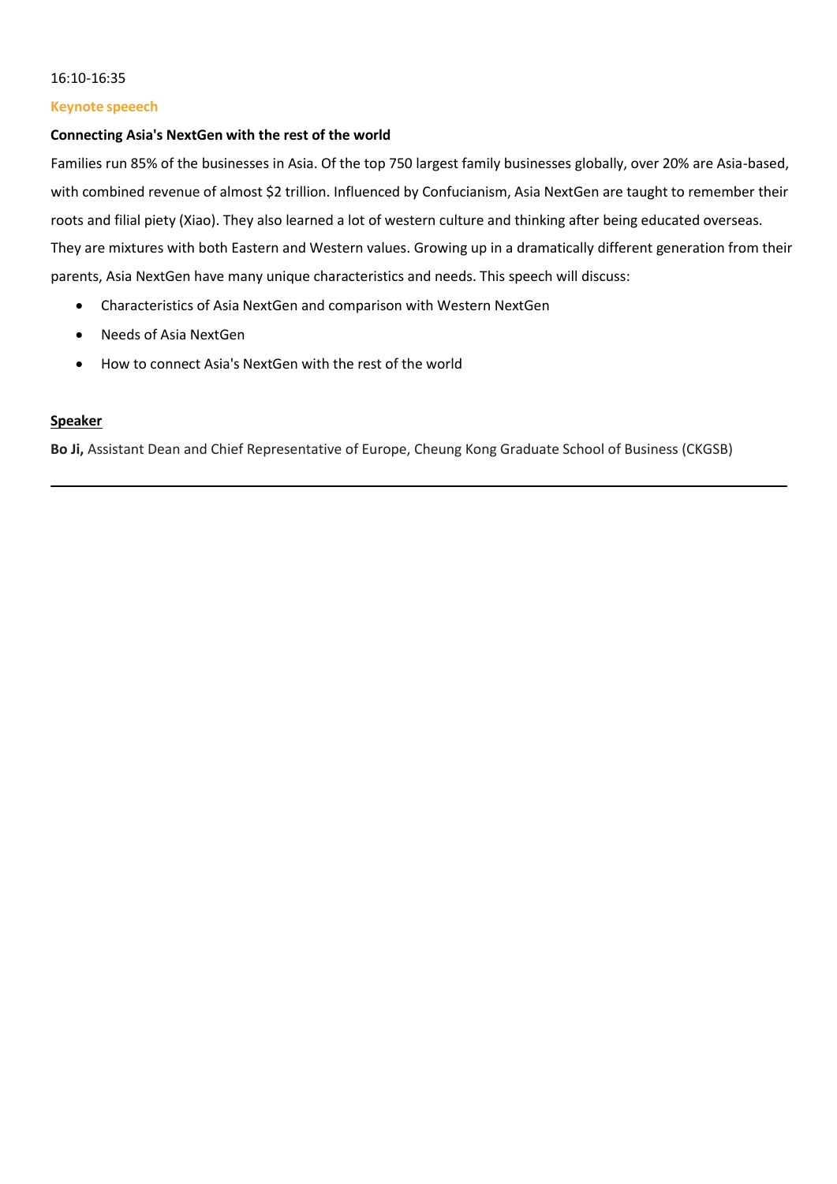16:10-16:35

**Keynote speeech**

**Connecting Asia's NextGen with the rest of the world**

Families run 85% of the businesses in Asia. Of the top 750 largest family businesses globally, over 20% are Asia-based, with combined revenue of almost $2 trillion. Influenced by Confucianism, Asia NextGen are taught to remember their roots and filial piety (Xiao). They also learned a lot of western culture and thinking after being educated overseas. They are mixtures with both Eastern and Western values. Growing up in a dramatically different generation from their parents, Asia NextGen have many unique characteristics and needs. This speech will discuss:

- Characteristics of Asia NextGen and comparison with Western NextGen
- Needs of Asia NextGen
- How to connect Asia's NextGen with the rest of the world

**Speaker**

**Bo Ji,** Assistant Dean and Chief Representative of Europe, Cheung Kong Graduate School of Business (CKGSB)

---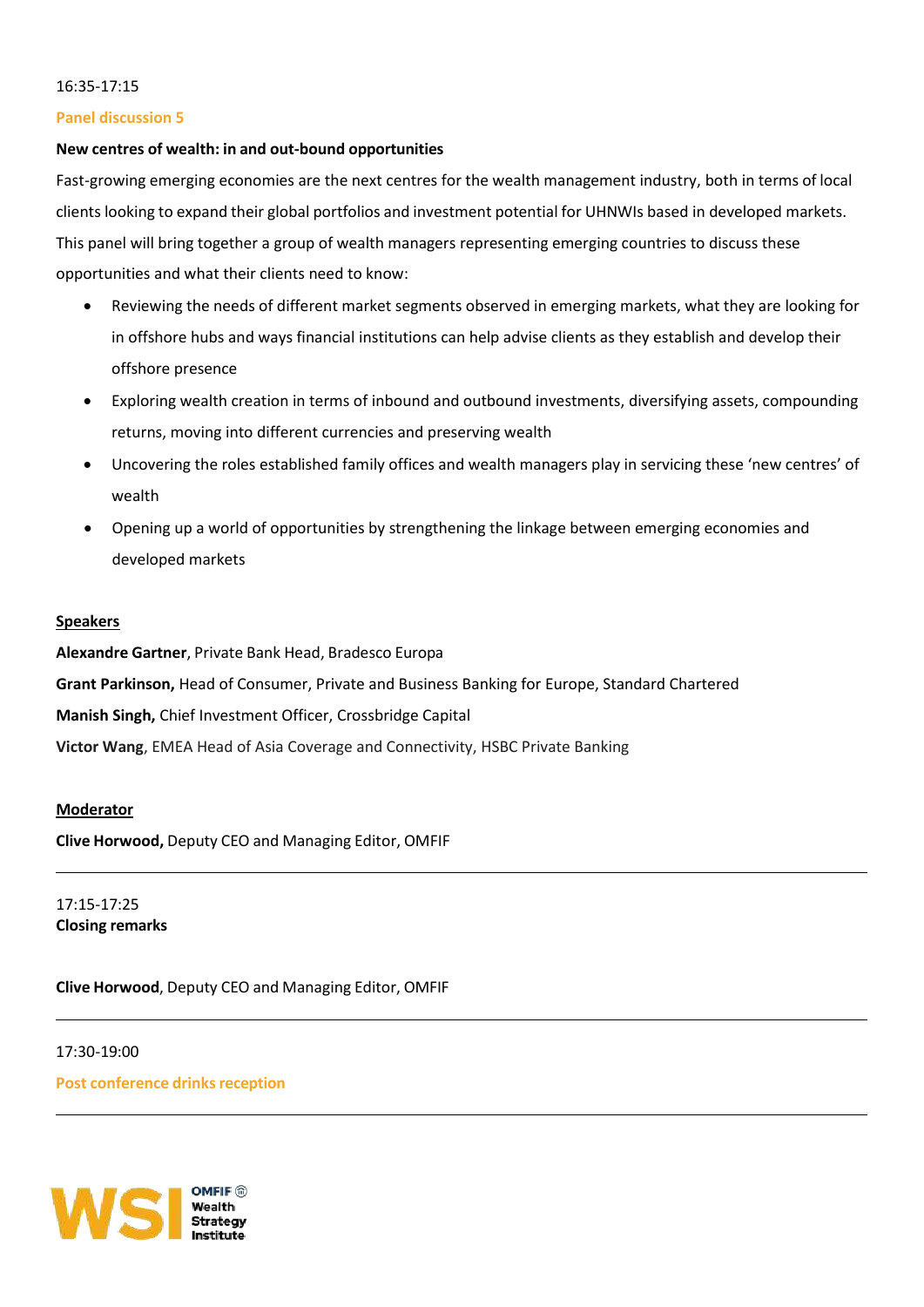16:35-17:15

**Panel discussion 5**

**New centres of wealth: in and out-bound opportunities**

Fast-growing emerging economies are the next centres for the wealth management industry, both in terms of local clients looking to expand their global portfolios and investment potential for UHNWIs based in developed markets. This panel will bring together a group of wealth managers representing emerging countries to discuss these opportunities and what their clients need to know:

- Reviewing the needs of different market segments observed in emerging markets, what they are looking for in offshore hubs and ways financial institutions can help advise clients as they establish and develop their offshore presence
- Exploring wealth creation in terms of inbound and outbound investments, diversifying assets, compounding returns, moving into different currencies and preserving wealth
- Uncovering the roles established family offices and wealth managers play in servicing these 'new centres' of wealth
- Opening up a world of opportunities by strengthening the linkage between emerging economies and developed markets

**Speakers**

**Alexandre Gartner**, Private Bank Head, Bradesco Europa

**Grant Parkinson,** Head of Consumer, Private and Business Banking for Europe, Standard Chartered

**Manish Singh,** Chief Investment Officer, Crossbridge Capital

**Victor Wang**, EMEA Head of Asia Coverage and Connectivity, HSBC Private Banking

**Moderator**

**Clive Horwood,** Deputy CEO and Managing Editor, OMFIF

---

17:15-17:25

**Closing remarks**

**Clive Horwood**, Deputy CEO and Managing Editor, OMFIF

---

17:30-19:00

**Post conference drinks reception**

---

WSI OMFIF Wealth Strategy Institute